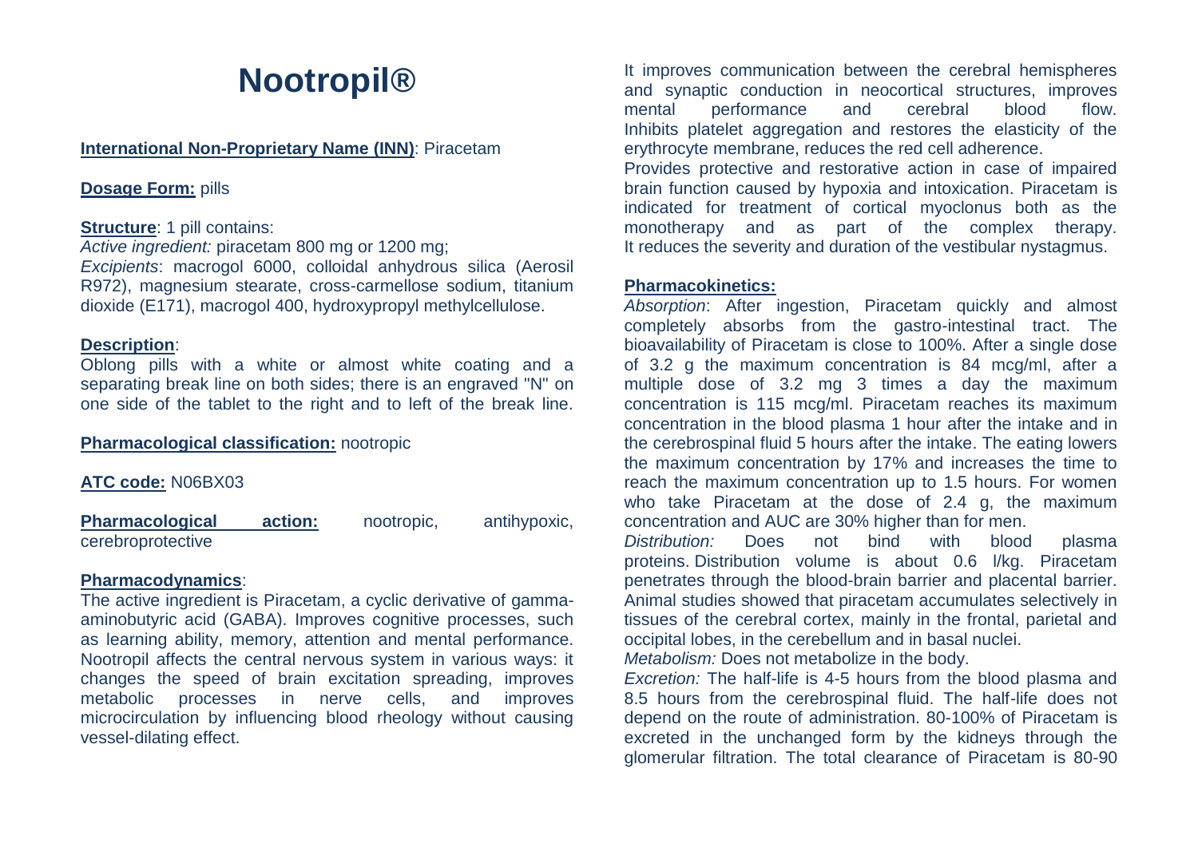# Nootropil®

**International Non-Proprietary Name (INN)**: Piracetam

**Dosage Form:** pills

**Structure**: 1 pill contains:
*Active ingredient:* piracetam 800 mg or 1200 mg;
*Excipients*: macrogol 6000, colloidal anhydrous silica (Aerosil R972), magnesium stearate, cross-carmellose sodium, titanium dioxide (E171), macrogol 400, hydroxypropyl methylcellulose.

**Description**:
Oblong pills with a white or almost white coating and a separating break line on both sides; there is an engraved "N" on one side of the tablet to the right and to left of the break line.

**Pharmacological classification:** nootropic

**ATC code:** N06BX03

**Pharmacological action:** nootropic, antihypoxic, cerebroprotective

**Pharmacodynamics**:
The active ingredient is Piracetam, a cyclic derivative of gamma-aminobutyric acid (GABA). Improves cognitive processes, such as learning ability, memory, attention and mental performance. Nootropil affects the central nervous system in various ways: it changes the speed of brain excitation spreading, improves metabolic processes in nerve cells, and improves microcirculation by influencing blood rheology without causing vessel-dilating effect.

It improves communication between the cerebral hemispheres and synaptic conduction in neocortical structures, improves mental performance and cerebral blood flow. Inhibits platelet aggregation and restores the elasticity of the erythrocyte membrane, reduces the red cell adherence.
Provides protective and restorative action in case of impaired brain function caused by hypoxia and intoxication. Piracetam is indicated for treatment of cortical myoclonus both as the monotherapy and as part of the complex therapy. It reduces the severity and duration of the vestibular nystagmus.

**Pharmacokinetics:**
*Absorption*: After ingestion, Piracetam quickly and almost completely absorbs from the gastro-intestinal tract. The bioavailability of Piracetam is close to 100%. After a single dose of 3.2 g the maximum concentration is 84 mcg/ml, after a multiple dose of 3.2 mg 3 times a day the maximum concentration is 115 mcg/ml. Piracetam reaches its maximum concentration in the blood plasma 1 hour after the intake and in the cerebrospinal fluid 5 hours after the intake. The eating lowers the maximum concentration by 17% and increases the time to reach the maximum concentration up to 1.5 hours. For women who take Piracetam at the dose of 2.4 g, the maximum concentration and AUC are 30% higher than for men.
*Distribution:* Does not bind with blood plasma proteins. Distribution volume is about 0.6 l/kg. Piracetam penetrates through the blood-brain barrier and placental barrier. Animal studies showed that piracetam accumulates selectively in tissues of the cerebral cortex, mainly in the frontal, parietal and occipital lobes, in the cerebellum and in basal nuclei.
*Metabolism:* Does not metabolize in the body.
*Excretion:* The half-life is 4-5 hours from the blood plasma and 8.5 hours from the cerebrospinal fluid. The half-life does not depend on the route of administration. 80-100% of Piracetam is excreted in the unchanged form by the kidneys through the glomerular filtration. The total clearance of Piracetam is 80-90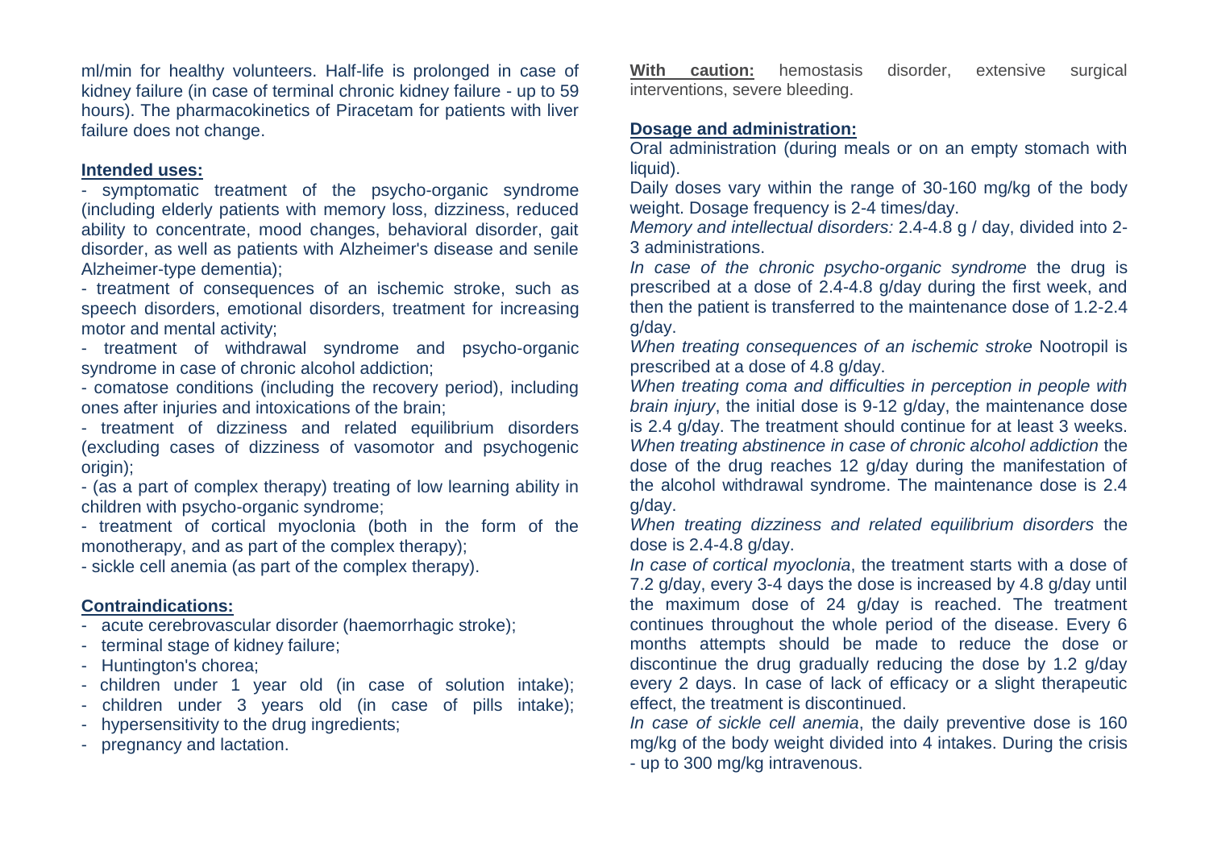ml/min for healthy volunteers. Half-life is prolonged in case of kidney failure (in case of terminal chronic kidney failure - up to 59 hours). The pharmacokinetics of Piracetam for patients with liver failure does not change.

**Intended uses:**

- symptomatic treatment of the psycho-organic syndrome (including elderly patients with memory loss, dizziness, reduced ability to concentrate, mood changes, behavioral disorder, gait disorder, as well as patients with Alzheimer's disease and senile Alzheimer-type dementia);
- treatment of consequences of an ischemic stroke, such as speech disorders, emotional disorders, treatment for increasing motor and mental activity;
- treatment of withdrawal syndrome and psycho-organic syndrome in case of chronic alcohol addiction;
- comatose conditions (including the recovery period), including ones after injuries and intoxications of the brain;
- treatment of dizziness and related equilibrium disorders (excluding cases of dizziness of vasomotor and psychogenic origin);
- (as a part of complex therapy) treating of low learning ability in children with psycho-organic syndrome;
- treatment of cortical myoclonia (both in the form of the monotherapy, and as part of the complex therapy);
- sickle cell anemia (as part of the complex therapy).

**Contraindications:**

- acute cerebrovascular disorder (haemorrhagic stroke);
- terminal stage of kidney failure;
- Huntington's chorea;
- children under 1 year old (in case of solution intake);
- children under 3 years old (in case of pills intake);
- hypersensitivity to the drug ingredients;
- pregnancy and lactation.

**With caution:** hemostasis disorder, extensive surgical interventions, severe bleeding.

**Dosage and administration:**

Oral administration (during meals or on an empty stomach with liquid).

Daily doses vary within the range of 30-160 mg/kg of the body weight. Dosage frequency is 2-4 times/day.

*Memory and intellectual disorders:* 2.4-4.8 g / day, divided into 2-3 administrations.

*In case of the chronic psycho-organic syndrome* the drug is prescribed at a dose of 2.4-4.8 g/day during the first week, and then the patient is transferred to the maintenance dose of 1.2-2.4 g/day.

*When treating consequences of an ischemic stroke* Nootropil is prescribed at a dose of 4.8 g/day.

*When treating coma and difficulties in perception in people with brain injury*, the initial dose is 9-12 g/day, the maintenance dose is 2.4 g/day. The treatment should continue for at least 3 weeks.

*When treating abstinence in case of chronic alcohol addiction* the dose of the drug reaches 12 g/day during the manifestation of the alcohol withdrawal syndrome. The maintenance dose is 2.4 g/day.

*When treating dizziness and related equilibrium disorders* the dose is 2.4-4.8 g/day.

*In case of cortical myoclonia*, the treatment starts with a dose of 7.2 g/day, every 3-4 days the dose is increased by 4.8 g/day until the maximum dose of 24 g/day is reached. The treatment continues throughout the whole period of the disease. Every 6 months attempts should be made to reduce the dose or discontinue the drug gradually reducing the dose by 1.2 g/day every 2 days. In case of lack of efficacy or a slight therapeutic effect, the treatment is discontinued.

*In case of sickle cell anemia*, the daily preventive dose is 160 mg/kg of the body weight divided into 4 intakes. During the crisis - up to 300 mg/kg intravenous.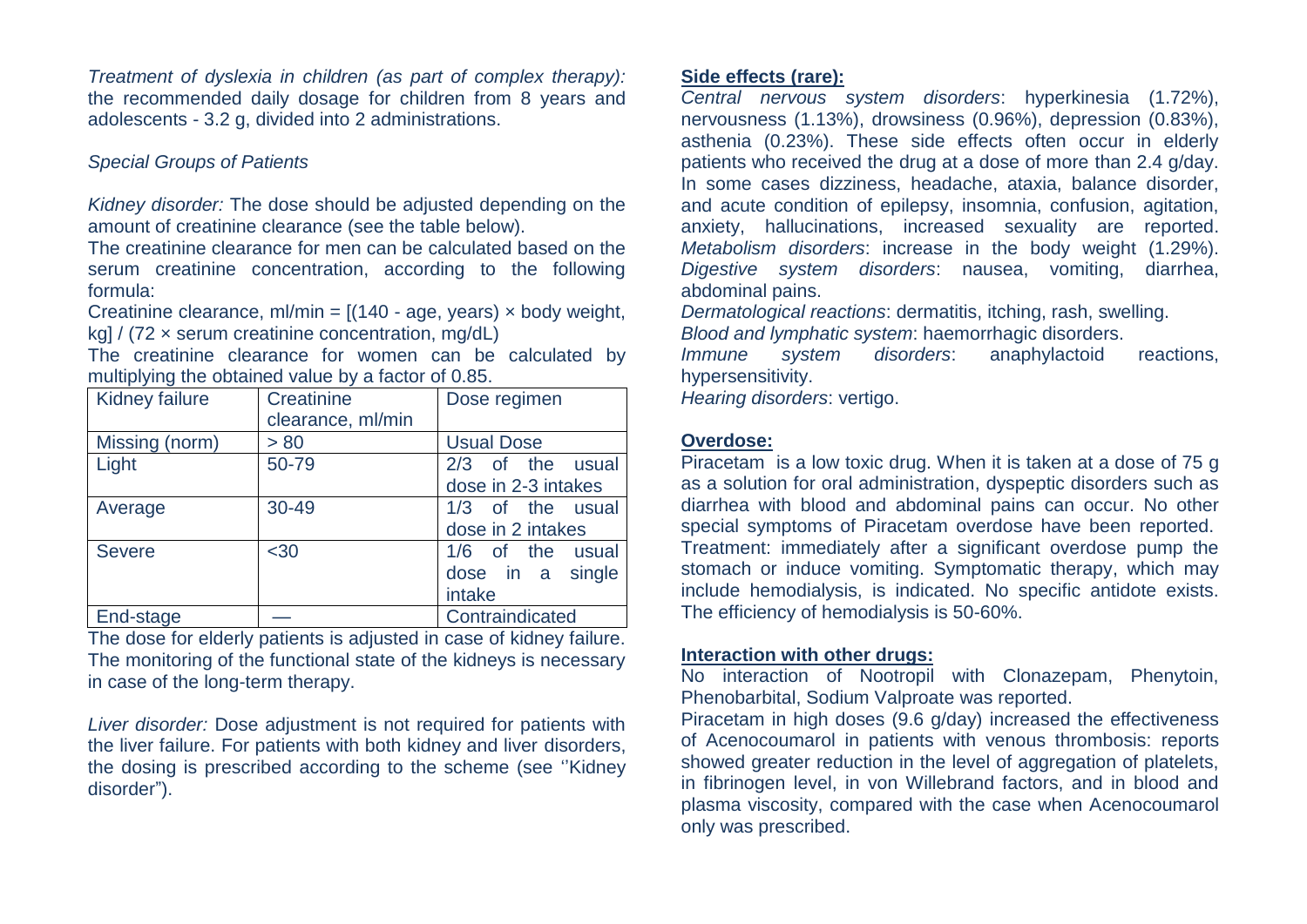*Treatment of dyslexia in children (as part of complex therapy):* the recommended daily dosage for children from 8 years and adolescents - 3.2 g, divided into 2 administrations.

*Special Groups of Patients*

*Kidney disorder:* The dose should be adjusted depending on the amount of creatinine clearance (see the table below).

The creatinine clearance for men can be calculated based on the serum creatinine concentration, according to the following formula:

Creatinine clearance, ml/min = [(140 - age, years) × body weight, kg] / (72 × serum creatinine concentration, mg/dL)

The creatinine clearance for women can be calculated by multiplying the obtained value by a factor of 0.85.

| Kidney failure | Creatinine clearance, ml/min | Dose regimen |
|---|---|---|
| Missing (norm) | > 80 | Usual Dose |
| Light | 50-79 | 2/3 of the usual dose in 2-3 intakes |
| Average | 30-49 | 1/3 of the usual dose in 2 intakes |
| Severe | <30 | 1/6 of the usual dose in a single intake |
| End-stage | — | Contraindicated |

The dose for elderly patients is adjusted in case of kidney failure. The monitoring of the functional state of the kidneys is necessary in case of the long-term therapy.

*Liver disorder:* Dose adjustment is not required for patients with the liver failure. For patients with both kidney and liver disorders, the dosing is prescribed according to the scheme (see ''Kidney disorder").

**Side effects (rare):**

*Central nervous system disorders*: hyperkinesia (1.72%), nervousness (1.13%), drowsiness (0.96%), depression (0.83%), asthenia (0.23%). These side effects often occur in elderly patients who received the drug at a dose of more than 2.4 g/day. In some cases dizziness, headache, ataxia, balance disorder, and acute condition of epilepsy, insomnia, confusion, agitation, anxiety, hallucinations, increased sexuality are reported.
*Metabolism disorders*: increase in the body weight (1.29%).
*Digestive system disorders*: nausea, vomiting, diarrhea, abdominal pains.
*Dermatological reactions*: dermatitis, itching, rash, swelling.
*Blood and lymphatic system*: haemorrhagic disorders.
*Immune system disorders*: anaphylactoid reactions, hypersensitivity.
*Hearing disorders*: vertigo.

**Overdose:**

Piracetam is a low toxic drug. When it is taken at a dose of 75 g as a solution for oral administration, dyspeptic disorders such as diarrhea with blood and abdominal pains can occur. No other special symptoms of Piracetam overdose have been reported. Treatment: immediately after a significant overdose pump the stomach or induce vomiting. Symptomatic therapy, which may include hemodialysis, is indicated. No specific antidote exists. The efficiency of hemodialysis is 50-60%.

**Interaction with other drugs:**

No interaction of Nootropil with Clonazepam, Phenytoin, Phenobarbital, Sodium Valproate was reported.

Piracetam in high doses (9.6 g/day) increased the effectiveness of Acenocoumarol in patients with venous thrombosis: reports showed greater reduction in the level of aggregation of platelets, in fibrinogen level, in von Willebrand factors, and in blood and plasma viscosity, compared with the case when Acenocoumarol only was prescribed.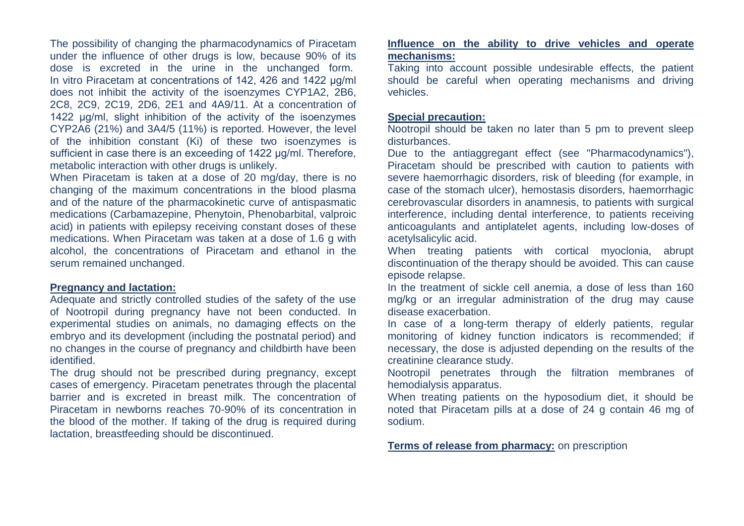The possibility of changing the pharmacodynamics of Piracetam under the influence of other drugs is low, because 90% of its dose is excreted in the urine in the unchanged form. In vitro Piracetam at concentrations of 142, 426 and 1422 µg/ml does not inhibit the activity of the isoenzymes CYP1A2, 2B6, 2C8, 2C9, 2C19, 2D6, 2E1 and 4A9/11. At a concentration of 1422 µg/ml, slight inhibition of the activity of the isoenzymes CYP2A6 (21%) and 3A4/5 (11%) is reported. However, the level of the inhibition constant (Ki) of these two isoenzymes is sufficient in case there is an exceeding of 1422 µg/ml. Therefore, metabolic interaction with other drugs is unlikely.

When Piracetam is taken at a dose of 20 mg/day, there is no changing of the maximum concentrations in the blood plasma and of the nature of the pharmacokinetic curve of antispasmatic medications (Carbamazepine, Phenytoin, Phenobarbital, valproic acid) in patients with epilepsy receiving constant doses of these medications. When Piracetam was taken at a dose of 1.6 g with alcohol, the concentrations of Piracetam and ethanol in the serum remained unchanged.

**Pregnancy and lactation:**

Adequate and strictly controlled studies of the safety of the use of Nootropil during pregnancy have not been conducted. In experimental studies on animals, no damaging effects on the embryo and its development (including the postnatal period) and no changes in the course of pregnancy and childbirth have been identified.

The drug should not be prescribed during pregnancy, except cases of emergency. Piracetam penetrates through the placental barrier and is excreted in breast milk. The concentration of Piracetam in newborns reaches 70-90% of its concentration in the blood of the mother. If taking of the drug is required during lactation, breastfeeding should be discontinued.

**Influence on the ability to drive vehicles and operate mechanisms:**

Taking into account possible undesirable effects, the patient should be careful when operating mechanisms and driving vehicles.

**Special precaution:**

Nootropil should be taken no later than 5 pm to prevent sleep disturbances.

Due to the antiaggregant effect (see "Pharmacodynamics"), Piracetam should be prescribed with caution to patients with severe haemorrhagic disorders, risk of bleeding (for example, in case of the stomach ulcer), hemostasis disorders, haemorrhagic cerebrovascular disorders in anamnesis, to patients with surgical interference, including dental interference, to patients receiving anticoagulants and antiplatelet agents, including low-doses of acetylsalicylic acid.

When treating patients with cortical myoclonia, abrupt discontinuation of the therapy should be avoided. This can cause episode relapse.

In the treatment of sickle cell anemia, a dose of less than 160 mg/kg or an irregular administration of the drug may cause disease exacerbation.

In case of a long-term therapy of elderly patients, regular monitoring of kidney function indicators is recommended; if necessary, the dose is adjusted depending on the results of the creatinine clearance study.

Nootropil penetrates through the filtration membranes of hemodialysis apparatus.

When treating patients on the hyposodium diet, it should be noted that Piracetam pills at a dose of 24 g contain 46 mg of sodium.

**Terms of release from pharmacy:** on prescription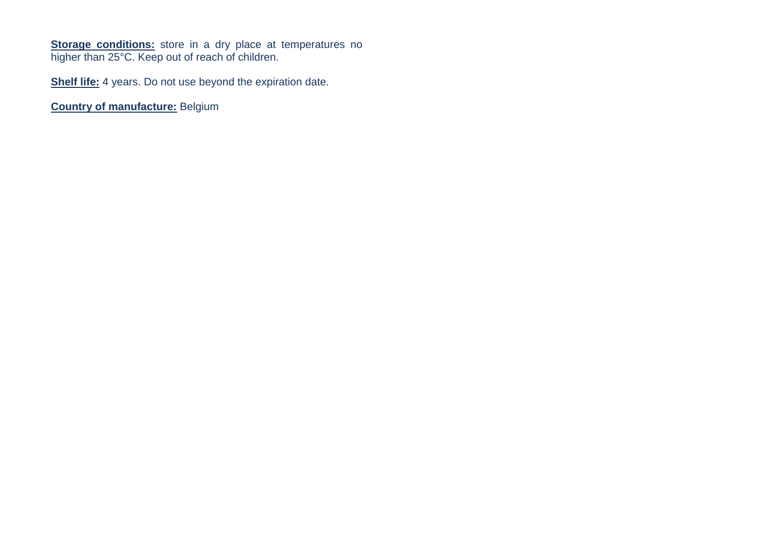**<u>Storage conditions:</u>** store in a dry place at temperatures no higher than 25°C. Keep out of reach of children.

**<u>Shelf life:</u>** 4 years. Do not use beyond the expiration date.

**<u>Country of manufacture:</u>** Belgium